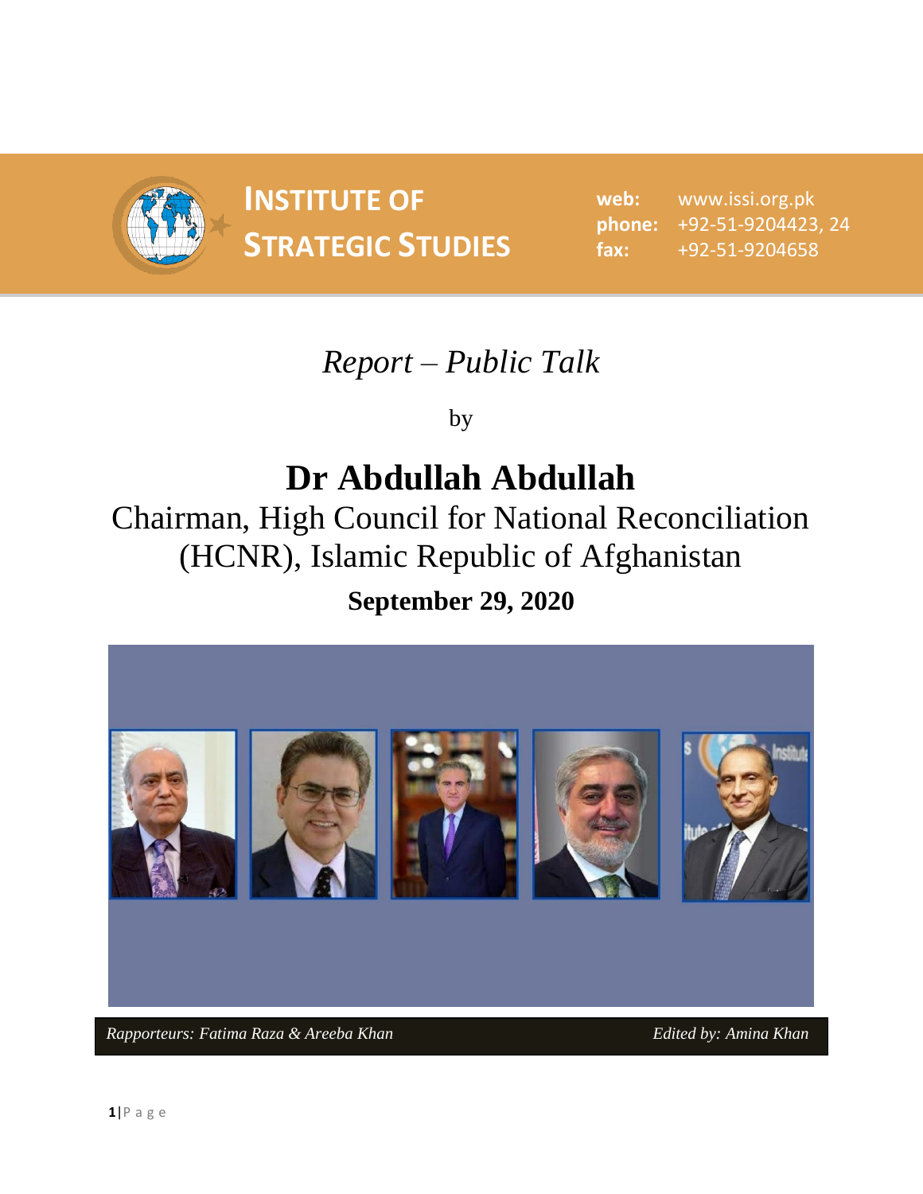**INSTITUTE OF STRATEGIC STUDIES**

**web:** www.issi.org.pk
**phone:** +92-51-9204423, 24
**fax:** +92-51-9204658

*Report – Public Talk*

by

# Dr Abdullah Abdullah

## Chairman, High Council for National Reconciliation (HCNR), Islamic Republic of Afghanistan

**September 29, 2020**

*Rapporteurs: Fatima Raza & Areeba Khan* *Edited by: Amina Khan*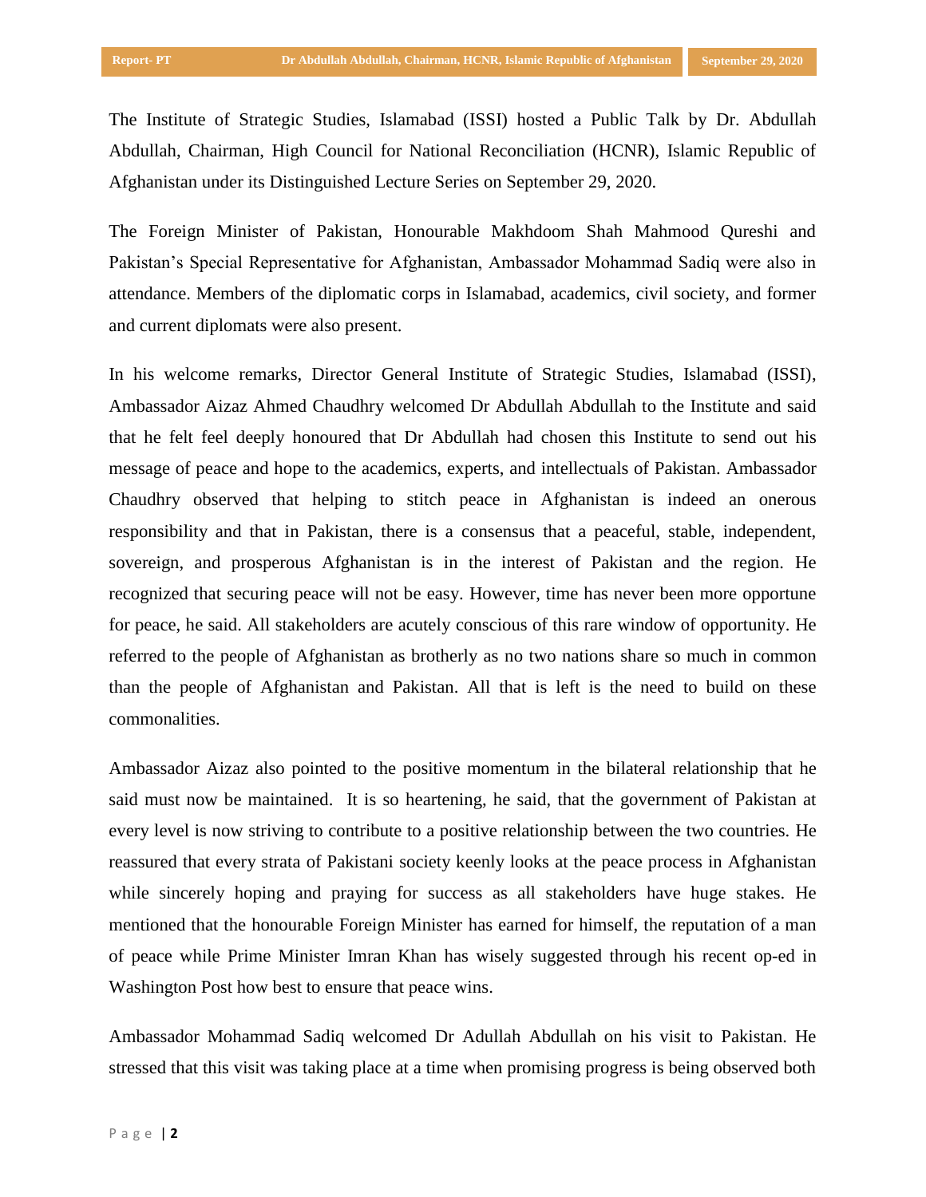The Institute of Strategic Studies, Islamabad (ISSI) hosted a Public Talk by Dr. Abdullah Abdullah, Chairman, High Council for National Reconciliation (HCNR), Islamic Republic of Afghanistan under its Distinguished Lecture Series on September 29, 2020.

The Foreign Minister of Pakistan, Honourable Makhdoom Shah Mahmood Qureshi and Pakistan's Special Representative for Afghanistan, Ambassador Mohammad Sadiq were also in attendance. Members of the diplomatic corps in Islamabad, academics, civil society, and former and current diplomats were also present.

In his welcome remarks, Director General Institute of Strategic Studies, Islamabad (ISSI), Ambassador Aizaz Ahmed Chaudhry welcomed Dr Abdullah Abdullah to the Institute and said that he felt feel deeply honoured that Dr Abdullah had chosen this Institute to send out his message of peace and hope to the academics, experts, and intellectuals of Pakistan. Ambassador Chaudhry observed that helping to stitch peace in Afghanistan is indeed an onerous responsibility and that in Pakistan, there is a consensus that a peaceful, stable, independent, sovereign, and prosperous Afghanistan is in the interest of Pakistan and the region. He recognized that securing peace will not be easy. However, time has never been more opportune for peace, he said. All stakeholders are acutely conscious of this rare window of opportunity. He referred to the people of Afghanistan as brotherly as no two nations share so much in common than the people of Afghanistan and Pakistan. All that is left is the need to build on these commonalities.

Ambassador Aizaz also pointed to the positive momentum in the bilateral relationship that he said must now be maintained. It is so heartening, he said, that the government of Pakistan at every level is now striving to contribute to a positive relationship between the two countries. He reassured that every strata of Pakistani society keenly looks at the peace process in Afghanistan while sincerely hoping and praying for success as all stakeholders have huge stakes. He mentioned that the honourable Foreign Minister has earned for himself, the reputation of a man of peace while Prime Minister Imran Khan has wisely suggested through his recent op-ed in Washington Post how best to ensure that peace wins.

Ambassador Mohammad Sadiq welcomed Dr Adullah Abdullah on his visit to Pakistan. He stressed that this visit was taking place at a time when promising progress is being observed both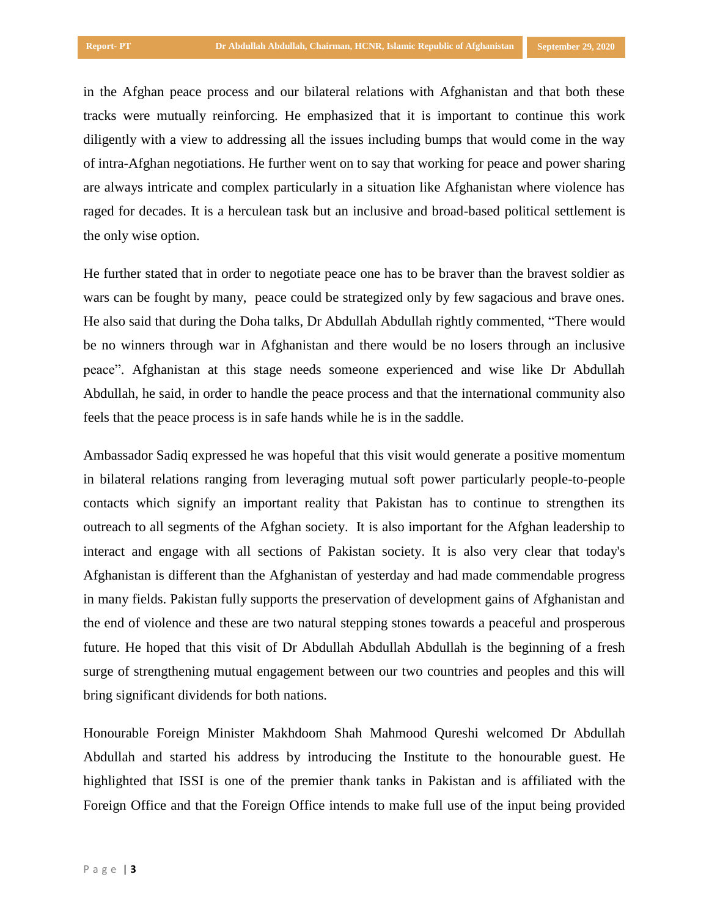in the Afghan peace process and our bilateral relations with Afghanistan and that both these tracks were mutually reinforcing. He emphasized that it is important to continue this work diligently with a view to addressing all the issues including bumps that would come in the way of intra-Afghan negotiations. He further went on to say that working for peace and power sharing are always intricate and complex particularly in a situation like Afghanistan where violence has raged for decades. It is a herculean task but an inclusive and broad-based political settlement is the only wise option.

He further stated that in order to negotiate peace one has to be braver than the bravest soldier as wars can be fought by many, peace could be strategized only by few sagacious and brave ones. He also said that during the Doha talks, Dr Abdullah Abdullah rightly commented, "There would be no winners through war in Afghanistan and there would be no losers through an inclusive peace". Afghanistan at this stage needs someone experienced and wise like Dr Abdullah Abdullah, he said, in order to handle the peace process and that the international community also feels that the peace process is in safe hands while he is in the saddle.

Ambassador Sadiq expressed he was hopeful that this visit would generate a positive momentum in bilateral relations ranging from leveraging mutual soft power particularly people-to-people contacts which signify an important reality that Pakistan has to continue to strengthen its outreach to all segments of the Afghan society. It is also important for the Afghan leadership to interact and engage with all sections of Pakistan society. It is also very clear that today's Afghanistan is different than the Afghanistan of yesterday and had made commendable progress in many fields. Pakistan fully supports the preservation of development gains of Afghanistan and the end of violence and these are two natural stepping stones towards a peaceful and prosperous future. He hoped that this visit of Dr Abdullah Abdullah Abdullah is the beginning of a fresh surge of strengthening mutual engagement between our two countries and peoples and this will bring significant dividends for both nations.

Honourable Foreign Minister Makhdoom Shah Mahmood Qureshi welcomed Dr Abdullah Abdullah and started his address by introducing the Institute to the honourable guest. He highlighted that ISSI is one of the premier thank tanks in Pakistan and is affiliated with the Foreign Office and that the Foreign Office intends to make full use of the input being provided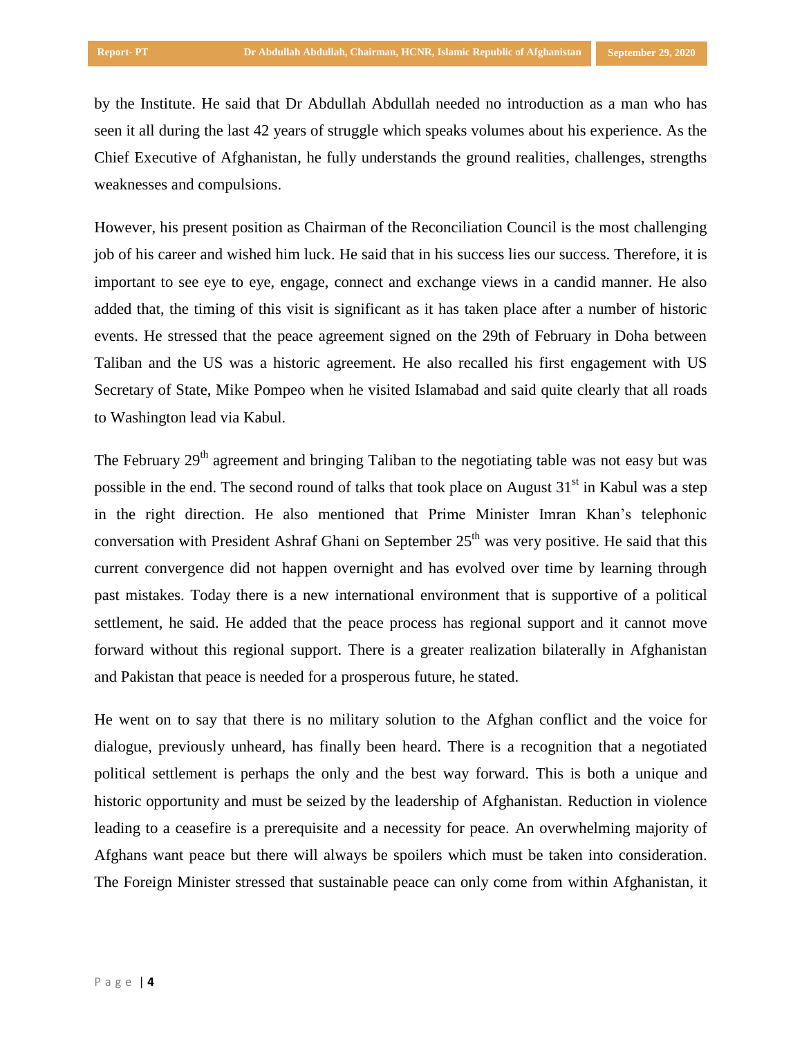by the Institute. He said that Dr Abdullah Abdullah needed no introduction as a man who has seen it all during the last 42 years of struggle which speaks volumes about his experience. As the Chief Executive of Afghanistan, he fully understands the ground realities, challenges, strengths weaknesses and compulsions.

However, his present position as Chairman of the Reconciliation Council is the most challenging job of his career and wished him luck. He said that in his success lies our success. Therefore, it is important to see eye to eye, engage, connect and exchange views in a candid manner. He also added that, the timing of this visit is significant as it has taken place after a number of historic events. He stressed that the peace agreement signed on the 29th of February in Doha between Taliban and the US was a historic agreement. He also recalled his first engagement with US Secretary of State, Mike Pompeo when he visited Islamabad and said quite clearly that all roads to Washington lead via Kabul.

The February 29th agreement and bringing Taliban to the negotiating table was not easy but was possible in the end. The second round of talks that took place on August 31st in Kabul was a step in the right direction. He also mentioned that Prime Minister Imran Khan's telephonic conversation with President Ashraf Ghani on September 25th was very positive. He said that this current convergence did not happen overnight and has evolved over time by learning through past mistakes. Today there is a new international environment that is supportive of a political settlement, he said. He added that the peace process has regional support and it cannot move forward without this regional support. There is a greater realization bilaterally in Afghanistan and Pakistan that peace is needed for a prosperous future, he stated.

He went on to say that there is no military solution to the Afghan conflict and the voice for dialogue, previously unheard, has finally been heard. There is a recognition that a negotiated political settlement is perhaps the only and the best way forward. This is both a unique and historic opportunity and must be seized by the leadership of Afghanistan. Reduction in violence leading to a ceasefire is a prerequisite and a necessity for peace. An overwhelming majority of Afghans want peace but there will always be spoilers which must be taken into consideration. The Foreign Minister stressed that sustainable peace can only come from within Afghanistan, it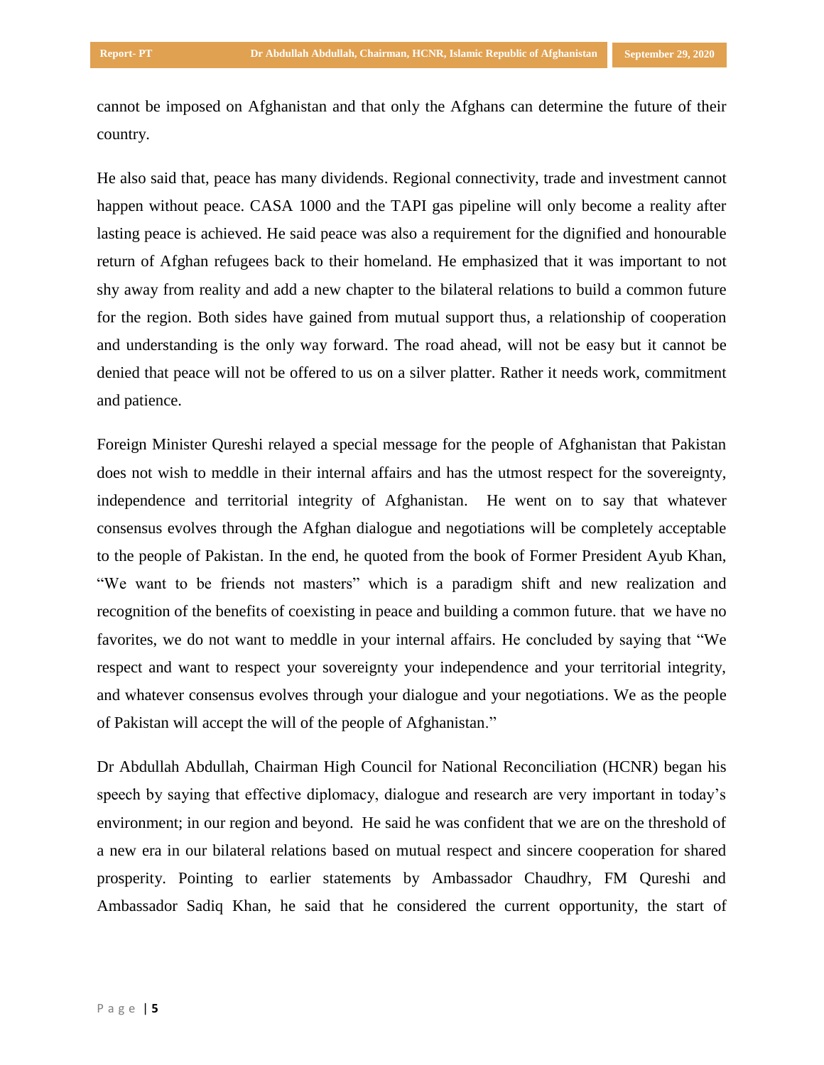cannot be imposed on Afghanistan and that only the Afghans can determine the future of their country.

He also said that, peace has many dividends. Regional connectivity, trade and investment cannot happen without peace. CASA 1000 and the TAPI gas pipeline will only become a reality after lasting peace is achieved. He said peace was also a requirement for the dignified and honourable return of Afghan refugees back to their homeland. He emphasized that it was important to not shy away from reality and add a new chapter to the bilateral relations to build a common future for the region. Both sides have gained from mutual support thus, a relationship of cooperation and understanding is the only way forward. The road ahead, will not be easy but it cannot be denied that peace will not be offered to us on a silver platter. Rather it needs work, commitment and patience.

Foreign Minister Qureshi relayed a special message for the people of Afghanistan that Pakistan does not wish to meddle in their internal affairs and has the utmost respect for the sovereignty, independence and territorial integrity of Afghanistan. He went on to say that whatever consensus evolves through the Afghan dialogue and negotiations will be completely acceptable to the people of Pakistan. In the end, he quoted from the book of Former President Ayub Khan, "We want to be friends not masters" which is a paradigm shift and new realization and recognition of the benefits of coexisting in peace and building a common future. that we have no favorites, we do not want to meddle in your internal affairs. He concluded by saying that "We respect and want to respect your sovereignty your independence and your territorial integrity, and whatever consensus evolves through your dialogue and your negotiations. We as the people of Pakistan will accept the will of the people of Afghanistan."

Dr Abdullah Abdullah, Chairman High Council for National Reconciliation (HCNR) began his speech by saying that effective diplomacy, dialogue and research are very important in today's environment; in our region and beyond. He said he was confident that we are on the threshold of a new era in our bilateral relations based on mutual respect and sincere cooperation for shared prosperity. Pointing to earlier statements by Ambassador Chaudhry, FM Qureshi and Ambassador Sadiq Khan, he said that he considered the current opportunity, the start of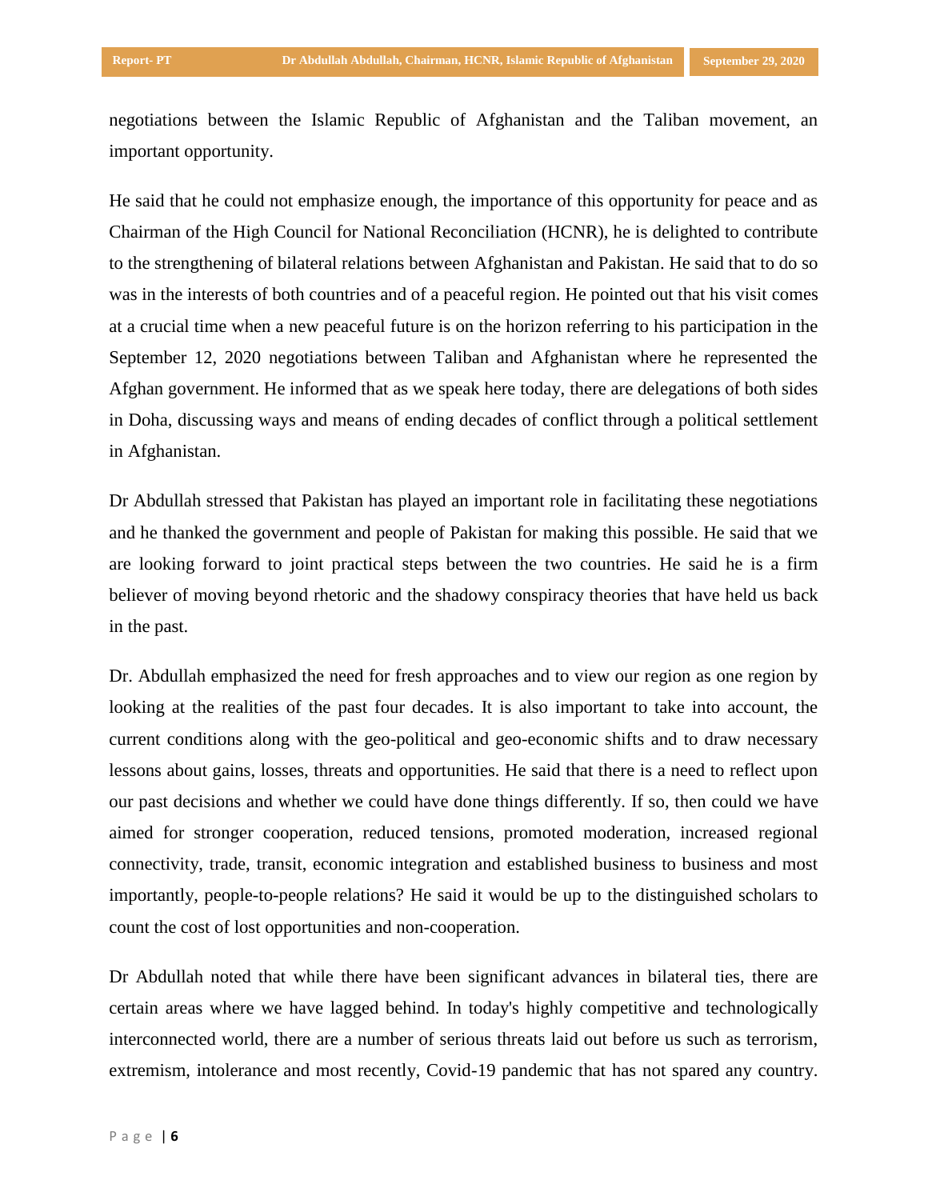negotiations between the Islamic Republic of Afghanistan and the Taliban movement, an important opportunity.

He said that he could not emphasize enough, the importance of this opportunity for peace and as Chairman of the High Council for National Reconciliation (HCNR), he is delighted to contribute to the strengthening of bilateral relations between Afghanistan and Pakistan. He said that to do so was in the interests of both countries and of a peaceful region. He pointed out that his visit comes at a crucial time when a new peaceful future is on the horizon referring to his participation in the September 12, 2020 negotiations between Taliban and Afghanistan where he represented the Afghan government. He informed that as we speak here today, there are delegations of both sides in Doha, discussing ways and means of ending decades of conflict through a political settlement in Afghanistan.

Dr Abdullah stressed that Pakistan has played an important role in facilitating these negotiations and he thanked the government and people of Pakistan for making this possible. He said that we are looking forward to joint practical steps between the two countries. He said he is a firm believer of moving beyond rhetoric and the shadowy conspiracy theories that have held us back in the past.

Dr. Abdullah emphasized the need for fresh approaches and to view our region as one region by looking at the realities of the past four decades. It is also important to take into account, the current conditions along with the geo-political and geo-economic shifts and to draw necessary lessons about gains, losses, threats and opportunities. He said that there is a need to reflect upon our past decisions and whether we could have done things differently. If so, then could we have aimed for stronger cooperation, reduced tensions, promoted moderation, increased regional connectivity, trade, transit, economic integration and established business to business and most importantly, people-to-people relations? He said it would be up to the distinguished scholars to count the cost of lost opportunities and non-cooperation.

Dr Abdullah noted that while there have been significant advances in bilateral ties, there are certain areas where we have lagged behind. In today's highly competitive and technologically interconnected world, there are a number of serious threats laid out before us such as terrorism, extremism, intolerance and most recently, Covid-19 pandemic that has not spared any country.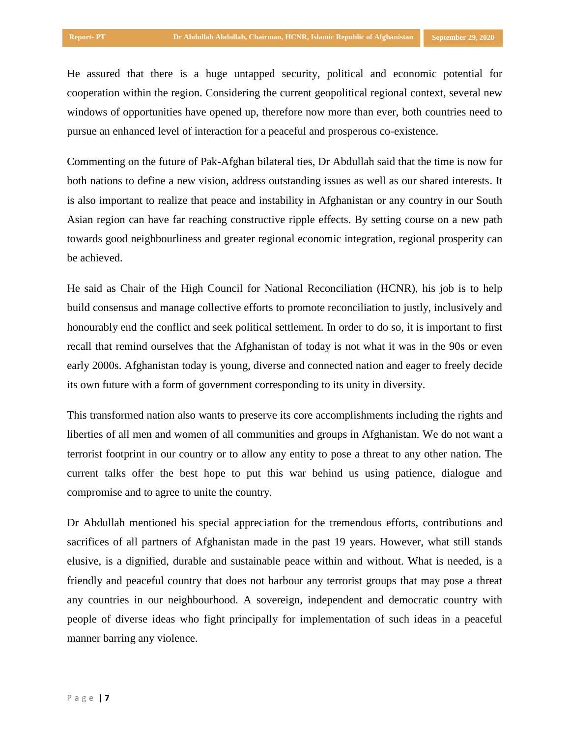He assured that there is a huge untapped security, political and economic potential for cooperation within the region. Considering the current geopolitical regional context, several new windows of opportunities have opened up, therefore now more than ever, both countries need to pursue an enhanced level of interaction for a peaceful and prosperous co-existence.

Commenting on the future of Pak-Afghan bilateral ties, Dr Abdullah said that the time is now for both nations to define a new vision, address outstanding issues as well as our shared interests. It is also important to realize that peace and instability in Afghanistan or any country in our South Asian region can have far reaching constructive ripple effects. By setting course on a new path towards good neighbourliness and greater regional economic integration, regional prosperity can be achieved.

He said as Chair of the High Council for National Reconciliation (HCNR), his job is to help build consensus and manage collective efforts to promote reconciliation to justly, inclusively and honourably end the conflict and seek political settlement. In order to do so, it is important to first recall that remind ourselves that the Afghanistan of today is not what it was in the 90s or even early 2000s. Afghanistan today is young, diverse and connected nation and eager to freely decide its own future with a form of government corresponding to its unity in diversity.

This transformed nation also wants to preserve its core accomplishments including the rights and liberties of all men and women of all communities and groups in Afghanistan. We do not want a terrorist footprint in our country or to allow any entity to pose a threat to any other nation. The current talks offer the best hope to put this war behind us using patience, dialogue and compromise and to agree to unite the country.

Dr Abdullah mentioned his special appreciation for the tremendous efforts, contributions and sacrifices of all partners of Afghanistan made in the past 19 years. However, what still stands elusive, is a dignified, durable and sustainable peace within and without. What is needed, is a friendly and peaceful country that does not harbour any terrorist groups that may pose a threat any countries in our neighbourhood. A sovereign, independent and democratic country with people of diverse ideas who fight principally for implementation of such ideas in a peaceful manner barring any violence.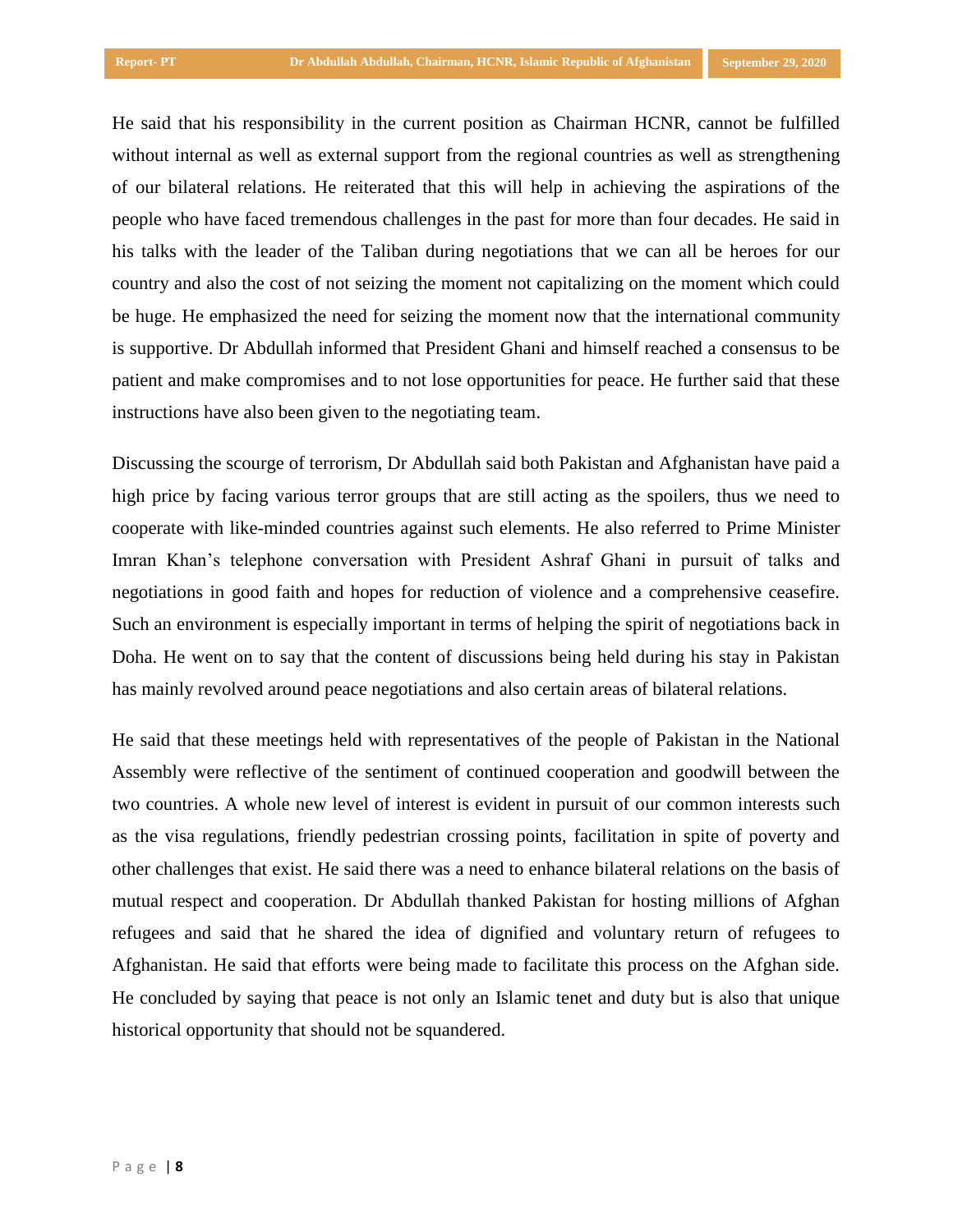He said that his responsibility in the current position as Chairman HCNR, cannot be fulfilled without internal as well as external support from the regional countries as well as strengthening of our bilateral relations. He reiterated that this will help in achieving the aspirations of the people who have faced tremendous challenges in the past for more than four decades. He said in his talks with the leader of the Taliban during negotiations that we can all be heroes for our country and also the cost of not seizing the moment not capitalizing on the moment which could be huge. He emphasized the need for seizing the moment now that the international community is supportive. Dr Abdullah informed that President Ghani and himself reached a consensus to be patient and make compromises and to not lose opportunities for peace. He further said that these instructions have also been given to the negotiating team.

Discussing the scourge of terrorism, Dr Abdullah said both Pakistan and Afghanistan have paid a high price by facing various terror groups that are still acting as the spoilers, thus we need to cooperate with like-minded countries against such elements. He also referred to Prime Minister Imran Khan's telephone conversation with President Ashraf Ghani in pursuit of talks and negotiations in good faith and hopes for reduction of violence and a comprehensive ceasefire. Such an environment is especially important in terms of helping the spirit of negotiations back in Doha. He went on to say that the content of discussions being held during his stay in Pakistan has mainly revolved around peace negotiations and also certain areas of bilateral relations.

He said that these meetings held with representatives of the people of Pakistan in the National Assembly were reflective of the sentiment of continued cooperation and goodwill between the two countries. A whole new level of interest is evident in pursuit of our common interests such as the visa regulations, friendly pedestrian crossing points, facilitation in spite of poverty and other challenges that exist. He said there was a need to enhance bilateral relations on the basis of mutual respect and cooperation. Dr Abdullah thanked Pakistan for hosting millions of Afghan refugees and said that he shared the idea of dignified and voluntary return of refugees to Afghanistan. He said that efforts were being made to facilitate this process on the Afghan side. He concluded by saying that peace is not only an Islamic tenet and duty but is also that unique historical opportunity that should not be squandered.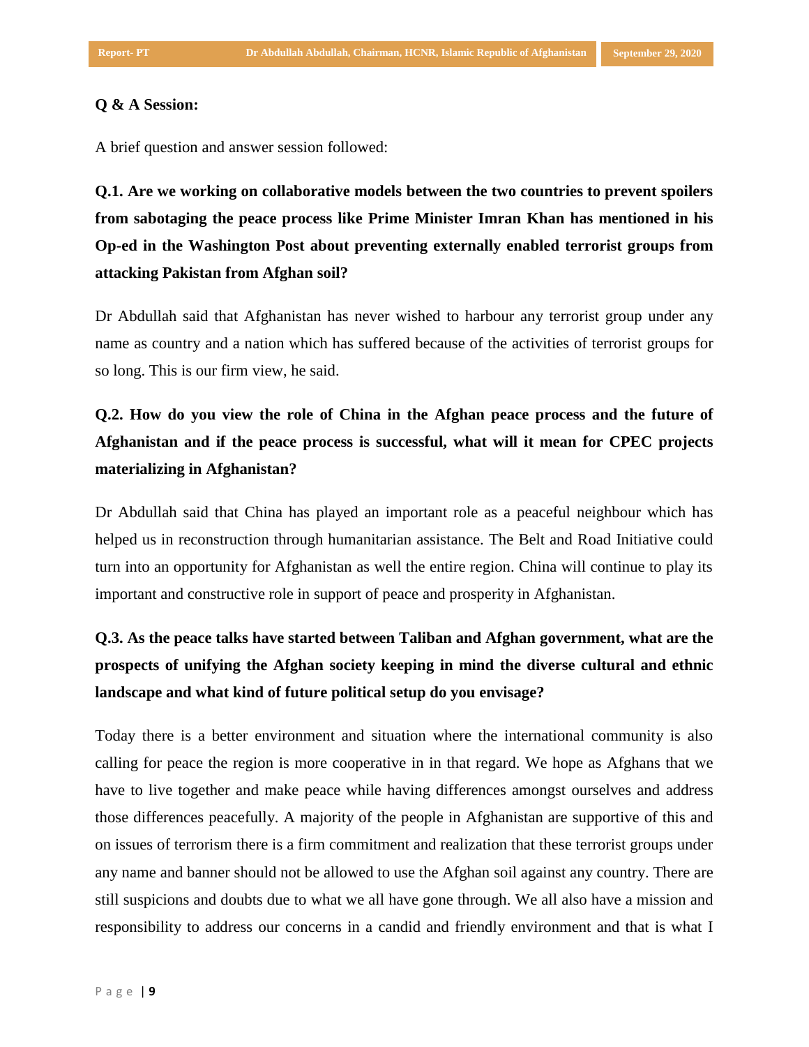**Q & A Session:**

A brief question and answer session followed:

**Q.1. Are we working on collaborative models between the two countries to prevent spoilers from sabotaging the peace process like Prime Minister Imran Khan has mentioned in his Op-ed in the Washington Post about preventing externally enabled terrorist groups from attacking Pakistan from Afghan soil?**

Dr Abdullah said that Afghanistan has never wished to harbour any terrorist group under any name as country and a nation which has suffered because of the activities of terrorist groups for so long. This is our firm view, he said.

**Q.2. How do you view the role of China in the Afghan peace process and the future of Afghanistan and if the peace process is successful, what will it mean for CPEC projects materializing in Afghanistan?**

Dr Abdullah said that China has played an important role as a peaceful neighbour which has helped us in reconstruction through humanitarian assistance. The Belt and Road Initiative could turn into an opportunity for Afghanistan as well the entire region. China will continue to play its important and constructive role in support of peace and prosperity in Afghanistan.

**Q.3. As the peace talks have started between Taliban and Afghan government, what are the prospects of unifying the Afghan society keeping in mind the diverse cultural and ethnic landscape and what kind of future political setup do you envisage?**

Today there is a better environment and situation where the international community is also calling for peace the region is more cooperative in in that regard. We hope as Afghans that we have to live together and make peace while having differences amongst ourselves and address those differences peacefully. A majority of the people in Afghanistan are supportive of this and on issues of terrorism there is a firm commitment and realization that these terrorist groups under any name and banner should not be allowed to use the Afghan soil against any country. There are still suspicions and doubts due to what we all have gone through. We all also have a mission and responsibility to address our concerns in a candid and friendly environment and that is what I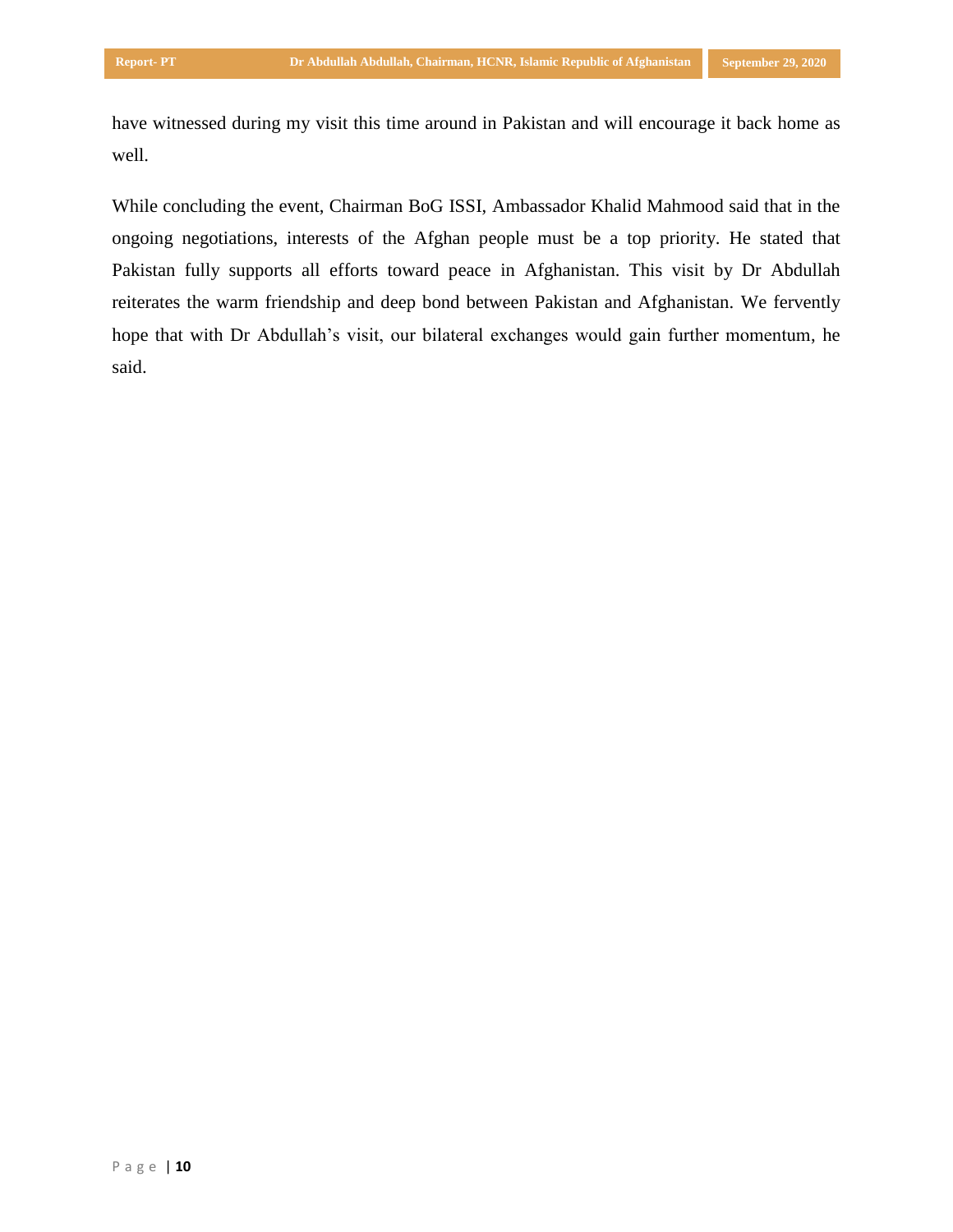have witnessed during my visit this time around in Pakistan and will encourage it back home as well.

While concluding the event, Chairman BoG ISSI, Ambassador Khalid Mahmood said that in the ongoing negotiations, interests of the Afghan people must be a top priority. He stated that Pakistan fully supports all efforts toward peace in Afghanistan. This visit by Dr Abdullah reiterates the warm friendship and deep bond between Pakistan and Afghanistan. We fervently hope that with Dr Abdullah's visit, our bilateral exchanges would gain further momentum, he said.